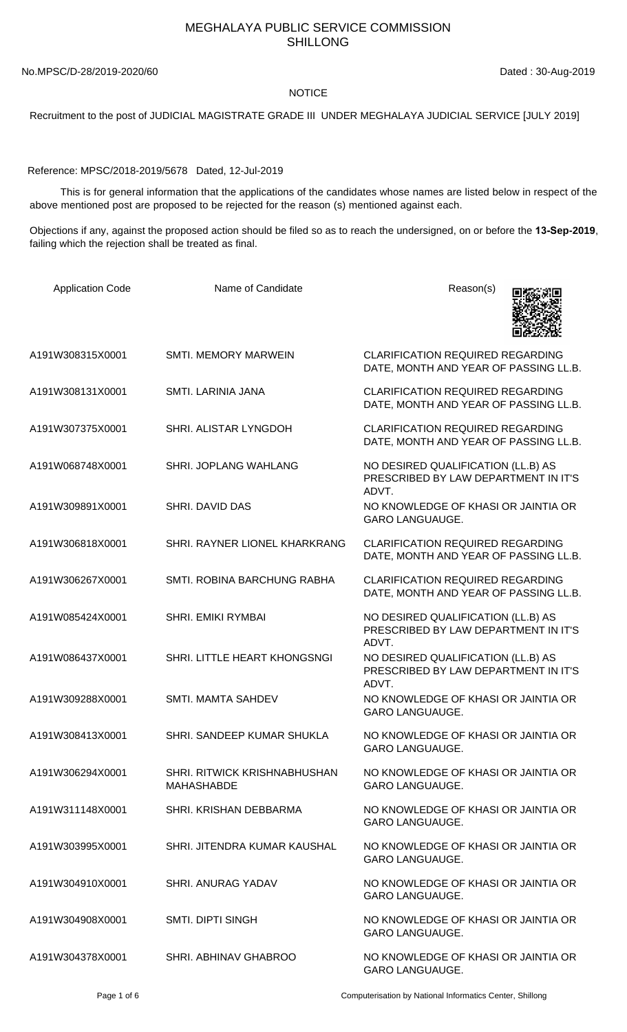# MEGHALAYA PUBLIC SERVICE COMMISSION
## SHILLONG

No.MPSC/D-28/2019-2020/60 Dated : 30-Aug-2019

**NOTICE**

Recruitment to the post of JUDICIAL MAGISTRATE GRADE III UNDER MEGHALAYA JUDICIAL SERVICE [JULY 2019]

Reference: MPSC/2018-2019/5678 Dated, 12-Jul-2019

This is for general information that the applications of the candidates whose names are listed below in respect of the above mentioned post are proposed to be rejected for the reason (s) mentioned against each.

Objections if any, against the proposed action should be filed so as to reach the undersigned, on or before the **13-Sep-2019**, failing which the rejection shall be treated as final.

| Application Code | Name of Candidate | Reason(s) |
|---|---|---|
| A191W308315X0001 | SMTI. MEMORY MARWEIN | CLARIFICATION REQUIRED REGARDING DATE, MONTH AND YEAR OF PASSING LL.B. |
| A191W308131X0001 | SMTI. LARINIA JANA | CLARIFICATION REQUIRED REGARDING DATE, MONTH AND YEAR OF PASSING LL.B. |
| A191W307375X0001 | SHRI. ALISTAR LYNGDOH | CLARIFICATION REQUIRED REGARDING DATE, MONTH AND YEAR OF PASSING LL.B. |
| A191W068748X0001 | SHRI. JOPLANG WAHLANG | NO DESIRED QUALIFICATION (LL.B) AS PRESCRIBED BY LAW DEPARTMENT IN IT'S ADVT. |
| A191W309891X0001 | SHRI. DAVID DAS | NO KNOWLEDGE OF KHASI OR JAINTIA OR GARO LANGUAUGE. |
| A191W306818X0001 | SHRI. RAYNER LIONEL KHARKRANG | CLARIFICATION REQUIRED REGARDING DATE, MONTH AND YEAR OF PASSING LL.B. |
| A191W306267X0001 | SMTI. ROBINA BARCHUNG RABHA | CLARIFICATION REQUIRED REGARDING DATE, MONTH AND YEAR OF PASSING LL.B. |
| A191W085424X0001 | SHRI. EMIKI RYMBAI | NO DESIRED QUALIFICATION (LL.B) AS PRESCRIBED BY LAW DEPARTMENT IN IT'S ADVT. |
| A191W086437X0001 | SHRI. LITTLE HEART KHONGSNGI | NO DESIRED QUALIFICATION (LL.B) AS PRESCRIBED BY LAW DEPARTMENT IN IT'S ADVT. |
| A191W309288X0001 | SMTI. MAMTA SAHDEV | NO KNOWLEDGE OF KHASI OR JAINTIA OR GARO LANGUAUGE. |
| A191W308413X0001 | SHRI. SANDEEP KUMAR SHUKLA | NO KNOWLEDGE OF KHASI OR JAINTIA OR GARO LANGUAUGE. |
| A191W306294X0001 | SHRI. RITWICK KRISHNABHUSHAN MAHASHABDE | NO KNOWLEDGE OF KHASI OR JAINTIA OR GARO LANGUAUGE. |
| A191W311148X0001 | SHRI. KRISHAN DEBBARMA | NO KNOWLEDGE OF KHASI OR JAINTIA OR GARO LANGUAUGE. |
| A191W303995X0001 | SHRI. JITENDRA KUMAR KAUSHAL | NO KNOWLEDGE OF KHASI OR JAINTIA OR GARO LANGUAUGE. |
| A191W304910X0001 | SHRI. ANURAG YADAV | NO KNOWLEDGE OF KHASI OR JAINTIA OR GARO LANGUAUGE. |
| A191W304908X0001 | SMTI. DIPTI SINGH | NO KNOWLEDGE OF KHASI OR JAINTIA OR GARO LANGUAUGE. |
| A191W304378X0001 | SHRI. ABHINAV GHABROO | NO KNOWLEDGE OF KHASI OR JAINTIA OR GARO LANGUAUGE. |

Computerisation by National Informatics Center, Shillong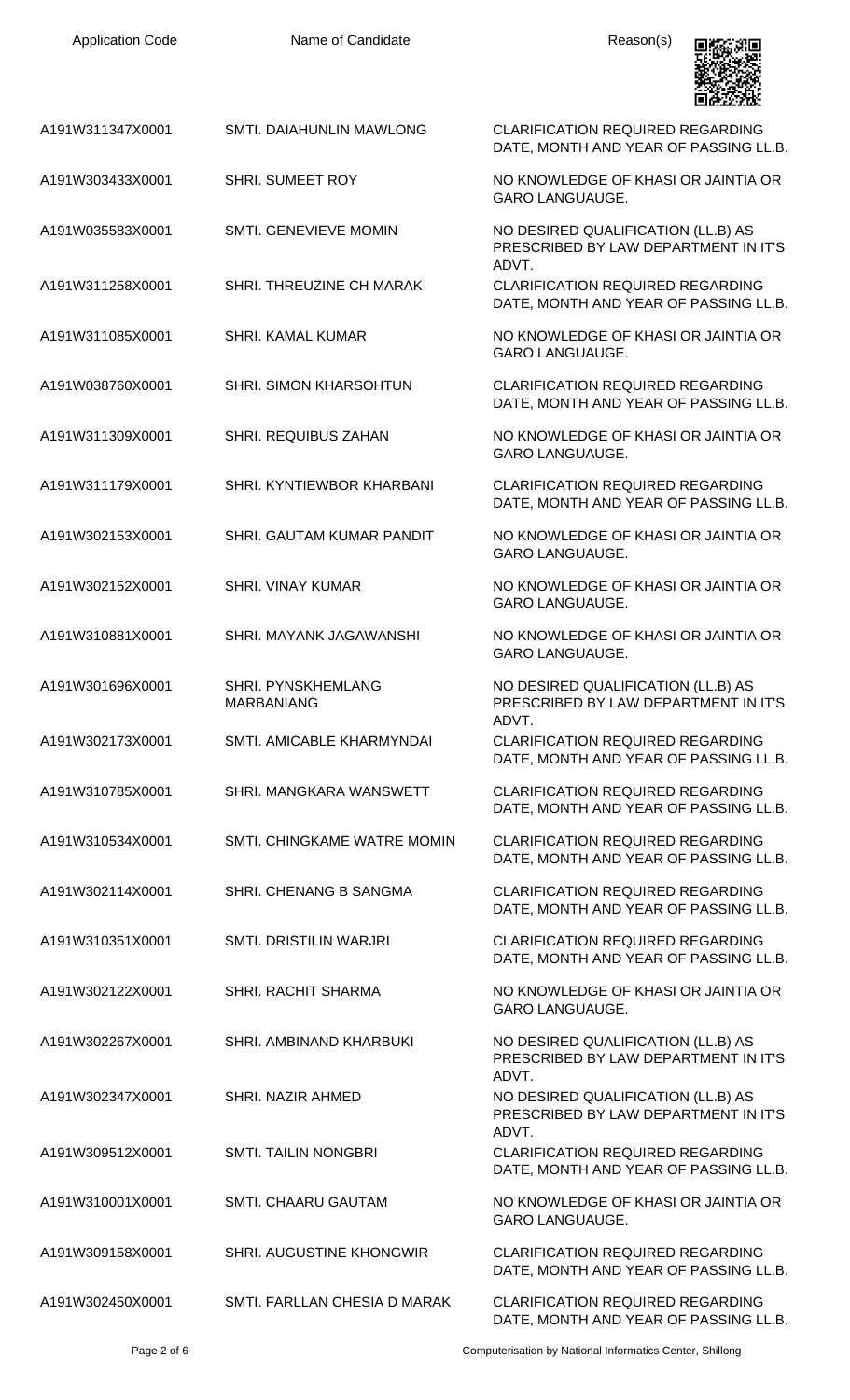| Application Code | Name of Candidate | Reason(s) |
|---|---|---|
| A191W311347X0001 | SMTI. DAIAHUNLIN MAWLONG | CLARIFICATION REQUIRED REGARDING DATE, MONTH AND YEAR OF PASSING LL.B. |
| A191W303433X0001 | SHRI. SUMEET ROY | NO KNOWLEDGE OF KHASI OR JAINTIA OR GARO LANGUAUGE. |
| A191W035583X0001 | SMTI. GENEVIEVE MOMIN | NO DESIRED QUALIFICATION (LL.B) AS PRESCRIBED BY LAW DEPARTMENT IN IT'S ADVT. |
| A191W311258X0001 | SHRI. THREUZINE CH MARAK | CLARIFICATION REQUIRED REGARDING DATE, MONTH AND YEAR OF PASSING LL.B. |
| A191W311085X0001 | SHRI. KAMAL KUMAR | NO KNOWLEDGE OF KHASI OR JAINTIA OR GARO LANGUAUGE. |
| A191W038760X0001 | SHRI. SIMON KHARSOHTUN | CLARIFICATION REQUIRED REGARDING DATE, MONTH AND YEAR OF PASSING LL.B. |
| A191W311309X0001 | SHRI. REQUIBUS ZAHAN | NO KNOWLEDGE OF KHASI OR JAINTIA OR GARO LANGUAUGE. |
| A191W311179X0001 | SHRI. KYNTIEWBOR KHARBANI | CLARIFICATION REQUIRED REGARDING DATE, MONTH AND YEAR OF PASSING LL.B. |
| A191W302153X0001 | SHRI. GAUTAM KUMAR PANDIT | NO KNOWLEDGE OF KHASI OR JAINTIA OR GARO LANGUAUGE. |
| A191W302152X0001 | SHRI. VINAY KUMAR | NO KNOWLEDGE OF KHASI OR JAINTIA OR GARO LANGUAUGE. |
| A191W310881X0001 | SHRI. MAYANK JAGAWANSHI | NO KNOWLEDGE OF KHASI OR JAINTIA OR GARO LANGUAUGE. |
| A191W301696X0001 | SHRI. PYNSKHEMLANG MARBANIANG | NO DESIRED QUALIFICATION (LL.B) AS PRESCRIBED BY LAW DEPARTMENT IN IT'S ADVT. |
| A191W302173X0001 | SMTI. AMICABLE KHARMYNDAI | CLARIFICATION REQUIRED REGARDING DATE, MONTH AND YEAR OF PASSING LL.B. |
| A191W310785X0001 | SHRI. MANGKARA WANSWETT | CLARIFICATION REQUIRED REGARDING DATE, MONTH AND YEAR OF PASSING LL.B. |
| A191W310534X0001 | SMTI. CHINGKAME WATRE MOMIN | CLARIFICATION REQUIRED REGARDING DATE, MONTH AND YEAR OF PASSING LL.B. |
| A191W302114X0001 | SHRI. CHENANG B SANGMA | CLARIFICATION REQUIRED REGARDING DATE, MONTH AND YEAR OF PASSING LL.B. |
| A191W310351X0001 | SMTI. DRISTILIN WARJRI | CLARIFICATION REQUIRED REGARDING DATE, MONTH AND YEAR OF PASSING LL.B. |
| A191W302122X0001 | SHRI. RACHIT SHARMA | NO KNOWLEDGE OF KHASI OR JAINTIA OR GARO LANGUAUGE. |
| A191W302267X0001 | SHRI. AMBINAND KHARBUKI | NO DESIRED QUALIFICATION (LL.B) AS PRESCRIBED BY LAW DEPARTMENT IN IT'S ADVT. |
| A191W302347X0001 | SHRI. NAZIR AHMED | NO DESIRED QUALIFICATION (LL.B) AS PRESCRIBED BY LAW DEPARTMENT IN IT'S ADVT. |
| A191W309512X0001 | SMTI. TAILIN NONGBRI | CLARIFICATION REQUIRED REGARDING DATE, MONTH AND YEAR OF PASSING LL.B. |
| A191W310001X0001 | SMTI. CHAARU GAUTAM | NO KNOWLEDGE OF KHASI OR JAINTIA OR GARO LANGUAUGE. |
| A191W309158X0001 | SHRI. AUGUSTINE KHONGWIR | CLARIFICATION REQUIRED REGARDING DATE, MONTH AND YEAR OF PASSING LL.B. |
| A191W302450X0001 | SMTI. FARLLAN CHESIA D MARAK | CLARIFICATION REQUIRED REGARDING DATE, MONTH AND YEAR OF PASSING LL.B. |

Computerisation by National Informatics Center, Shillong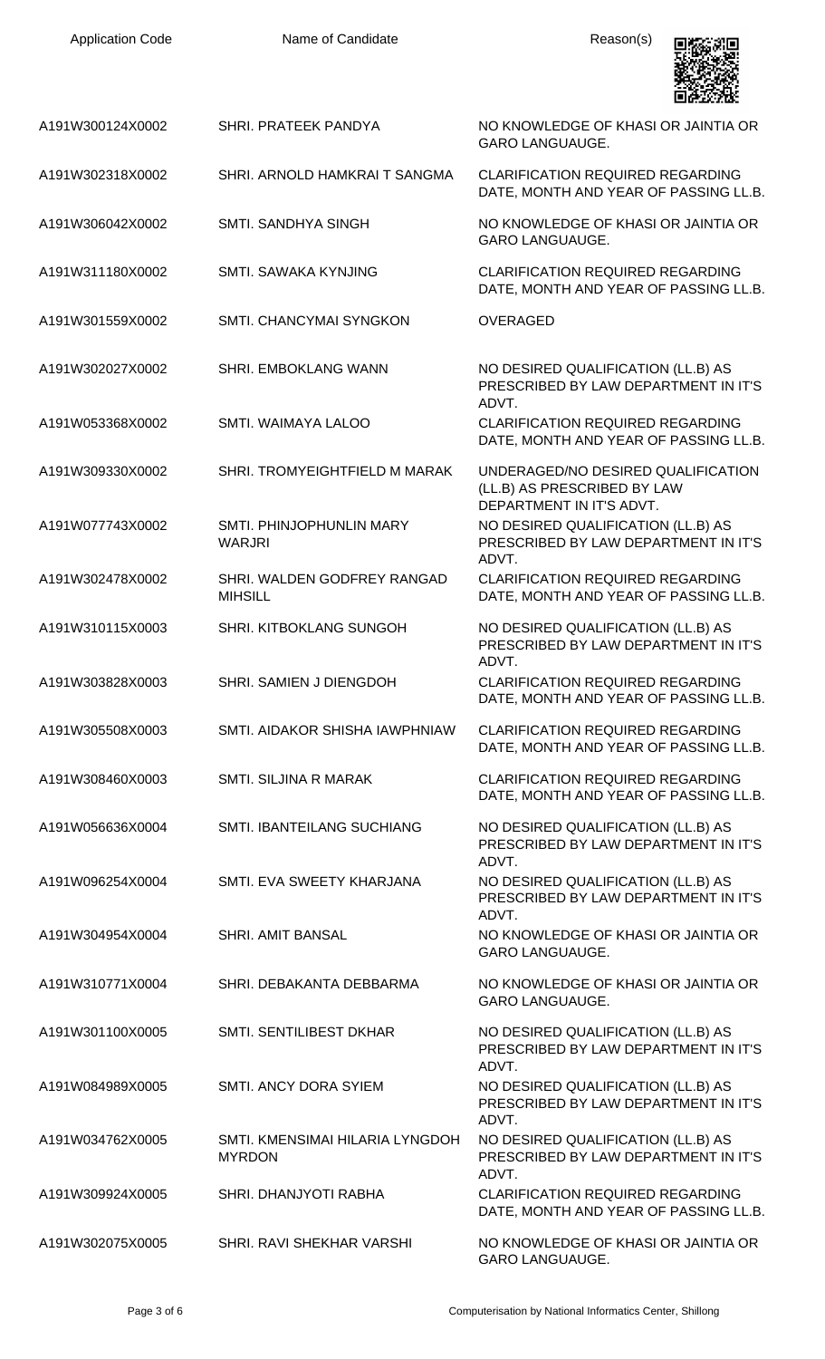| Application Code | Name of Candidate | Reason(s) |
|---|---|---|
| A191W300124X0002 | SHRI. PRATEEK PANDYA | NO KNOWLEDGE OF KHASI OR JAINTIA OR GARO LANGUAUGE. |
| A191W302318X0002 | SHRI. ARNOLD HAMKRAI T SANGMA | CLARIFICATION REQUIRED REGARDING DATE, MONTH AND YEAR OF PASSING LL.B. |
| A191W306042X0002 | SMTI. SANDHYA SINGH | NO KNOWLEDGE OF KHASI OR JAINTIA OR GARO LANGUAUGE. |
| A191W311180X0002 | SMTI. SAWAKA KYNJING | CLARIFICATION REQUIRED REGARDING DATE, MONTH AND YEAR OF PASSING LL.B. |
| A191W301559X0002 | SMTI. CHANCYMAI SYNGKON | OVERAGED |
| A191W302027X0002 | SHRI. EMBOKLANG WANN | NO DESIRED QUALIFICATION (LL.B) AS PRESCRIBED BY LAW DEPARTMENT IN IT'S ADVT. |
| A191W053368X0002 | SMTI. WAIMAYA LALOO | CLARIFICATION REQUIRED REGARDING DATE, MONTH AND YEAR OF PASSING LL.B. |
| A191W309330X0002 | SHRI. TROMYEIGHTFIELD M MARAK | UNDERAGED/NO DESIRED QUALIFICATION (LL.B) AS PRESCRIBED BY LAW DEPARTMENT IN IT'S ADVT. |
| A191W077743X0002 | SMTI. PHINJOPHUNLIN MARY WARJRI | NO DESIRED QUALIFICATION (LL.B) AS PRESCRIBED BY LAW DEPARTMENT IN IT'S ADVT. |
| A191W302478X0002 | SHRI. WALDEN GODFREY RANGAD MIHSILL | CLARIFICATION REQUIRED REGARDING DATE, MONTH AND YEAR OF PASSING LL.B. |
| A191W310115X0003 | SHRI. KITBOKLANG SUNGOH | NO DESIRED QUALIFICATION (LL.B) AS PRESCRIBED BY LAW DEPARTMENT IN IT'S ADVT. |
| A191W303828X0003 | SHRI. SAMIEN J DIENGDOH | CLARIFICATION REQUIRED REGARDING DATE, MONTH AND YEAR OF PASSING LL.B. |
| A191W305508X0003 | SMTI. AIDAKOR SHISHA IAWPHNIAW | CLARIFICATION REQUIRED REGARDING DATE, MONTH AND YEAR OF PASSING LL.B. |
| A191W308460X0003 | SMTI. SILJINA R MARAK | CLARIFICATION REQUIRED REGARDING DATE, MONTH AND YEAR OF PASSING LL.B. |
| A191W056636X0004 | SMTI. IBANTEILANG SUCHIANG | NO DESIRED QUALIFICATION (LL.B) AS PRESCRIBED BY LAW DEPARTMENT IN IT'S ADVT. |
| A191W096254X0004 | SMTI. EVA SWEETY KHARJANA | NO DESIRED QUALIFICATION (LL.B) AS PRESCRIBED BY LAW DEPARTMENT IN IT'S ADVT. |
| A191W304954X0004 | SHRI. AMIT BANSAL | NO KNOWLEDGE OF KHASI OR JAINTIA OR GARO LANGUAUGE. |
| A191W310771X0004 | SHRI. DEBAKANTA DEBBARMA | NO KNOWLEDGE OF KHASI OR JAINTIA OR GARO LANGUAUGE. |
| A191W301100X0005 | SMTI. SENTILIBEST DKHAR | NO DESIRED QUALIFICATION (LL.B) AS PRESCRIBED BY LAW DEPARTMENT IN IT'S ADVT. |
| A191W084989X0005 | SMTI. ANCY DORA SYIEM | NO DESIRED QUALIFICATION (LL.B) AS PRESCRIBED BY LAW DEPARTMENT IN IT'S ADVT. |
| A191W034762X0005 | SMTI. KMENSIMAI HILARIA LYNGDOH MYRDON | NO DESIRED QUALIFICATION (LL.B) AS PRESCRIBED BY LAW DEPARTMENT IN IT'S ADVT. |
| A191W309924X0005 | SHRI. DHANJYOTI RABHA | CLARIFICATION REQUIRED REGARDING DATE, MONTH AND YEAR OF PASSING LL.B. |
| A191W302075X0005 | SHRI. RAVI SHEKHAR VARSHI | NO KNOWLEDGE OF KHASI OR JAINTIA OR GARO LANGUAUGE. |

Computerisation by National Informatics Center, Shillong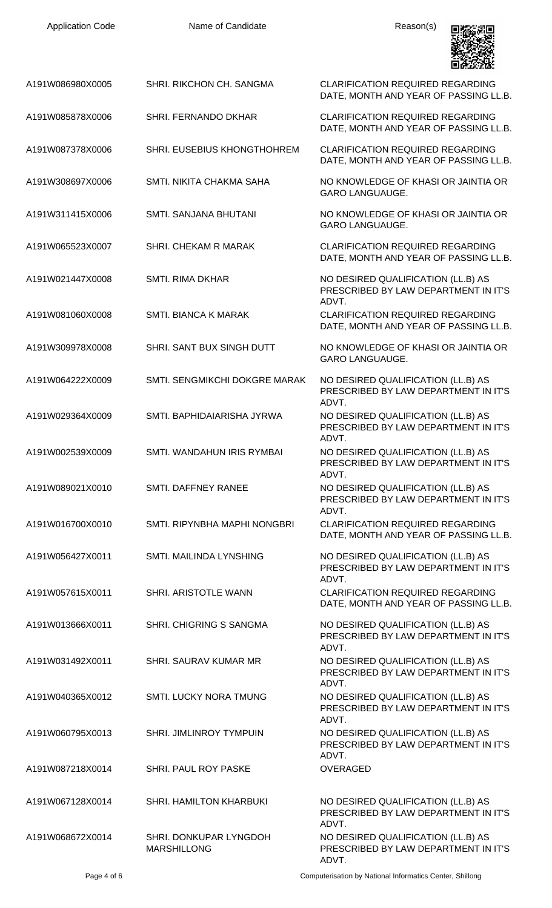| Application Code | Name of Candidate | Reason(s) |
|---|---|---|
| A191W086980X0005 | SHRI. RIKCHON CH. SANGMA | CLARIFICATION REQUIRED REGARDING DATE, MONTH AND YEAR OF PASSING LL.B. |
| A191W085878X0006 | SHRI. FERNANDO DKHAR | CLARIFICATION REQUIRED REGARDING DATE, MONTH AND YEAR OF PASSING LL.B. |
| A191W087378X0006 | SHRI. EUSEBIUS KHONGTHOHREM | CLARIFICATION REQUIRED REGARDING DATE, MONTH AND YEAR OF PASSING LL.B. |
| A191W308697X0006 | SMTI. NIKITA CHAKMA SAHA | NO KNOWLEDGE OF KHASI OR JAINTIA OR GARO LANGUAUGE. |
| A191W311415X0006 | SMTI. SANJANA BHUTANI | NO KNOWLEDGE OF KHASI OR JAINTIA OR GARO LANGUAUGE. |
| A191W065523X0007 | SHRI. CHEKAM R MARAK | CLARIFICATION REQUIRED REGARDING DATE, MONTH AND YEAR OF PASSING LL.B. |
| A191W021447X0008 | SMTI. RIMA DKHAR | NO DESIRED QUALIFICATION (LL.B) AS PRESCRIBED BY LAW DEPARTMENT IN IT'S ADVT. |
| A191W081060X0008 | SMTI. BIANCA K MARAK | CLARIFICATION REQUIRED REGARDING DATE, MONTH AND YEAR OF PASSING LL.B. |
| A191W309978X0008 | SHRI. SANT BUX SINGH DUTT | NO KNOWLEDGE OF KHASI OR JAINTIA OR GARO LANGUAUGE. |
| A191W064222X0009 | SMTI. SENGMIKCHI DOKGRE MARAK | NO DESIRED QUALIFICATION (LL.B) AS PRESCRIBED BY LAW DEPARTMENT IN IT'S ADVT. |
| A191W029364X0009 | SMTI. BAPHIDAIARISHA JYRWA | NO DESIRED QUALIFICATION (LL.B) AS PRESCRIBED BY LAW DEPARTMENT IN IT'S ADVT. |
| A191W002539X0009 | SMTI. WANDAHUN IRIS RYMBAI | NO DESIRED QUALIFICATION (LL.B) AS PRESCRIBED BY LAW DEPARTMENT IN IT'S ADVT. |
| A191W089021X0010 | SMTI. DAFFNEY RANEE | NO DESIRED QUALIFICATION (LL.B) AS PRESCRIBED BY LAW DEPARTMENT IN IT'S ADVT. |
| A191W016700X0010 | SMTI. RIPYNBHA MAPHI NONGBRI | CLARIFICATION REQUIRED REGARDING DATE, MONTH AND YEAR OF PASSING LL.B. |
| A191W056427X0011 | SMTI. MAILINDA LYNSHING | NO DESIRED QUALIFICATION (LL.B) AS PRESCRIBED BY LAW DEPARTMENT IN IT'S ADVT. |
| A191W057615X0011 | SHRI. ARISTOTLE WANN | CLARIFICATION REQUIRED REGARDING DATE, MONTH AND YEAR OF PASSING LL.B. |
| A191W013666X0011 | SHRI. CHIGRING S SANGMA | NO DESIRED QUALIFICATION (LL.B) AS PRESCRIBED BY LAW DEPARTMENT IN IT'S ADVT. |
| A191W031492X0011 | SHRI. SAURAV KUMAR MR | NO DESIRED QUALIFICATION (LL.B) AS PRESCRIBED BY LAW DEPARTMENT IN IT'S ADVT. |
| A191W040365X0012 | SMTI. LUCKY NORA TMUNG | NO DESIRED QUALIFICATION (LL.B) AS PRESCRIBED BY LAW DEPARTMENT IN IT'S ADVT. |
| A191W060795X0013 | SHRI. JIMLINROY TYMPUIN | NO DESIRED QUALIFICATION (LL.B) AS PRESCRIBED BY LAW DEPARTMENT IN IT'S ADVT. |
| A191W087218X0014 | SHRI. PAUL ROY PASKE | OVERAGED |
| A191W067128X0014 | SHRI. HAMILTON KHARBUKI | NO DESIRED QUALIFICATION (LL.B) AS PRESCRIBED BY LAW DEPARTMENT IN IT'S ADVT. |
| A191W068672X0014 | SHRI. DONKUPAR LYNGDOH MARSHILLONG | NO DESIRED QUALIFICATION (LL.B) AS PRESCRIBED BY LAW DEPARTMENT IN IT'S ADVT. |

Computerisation by National Informatics Center, Shillong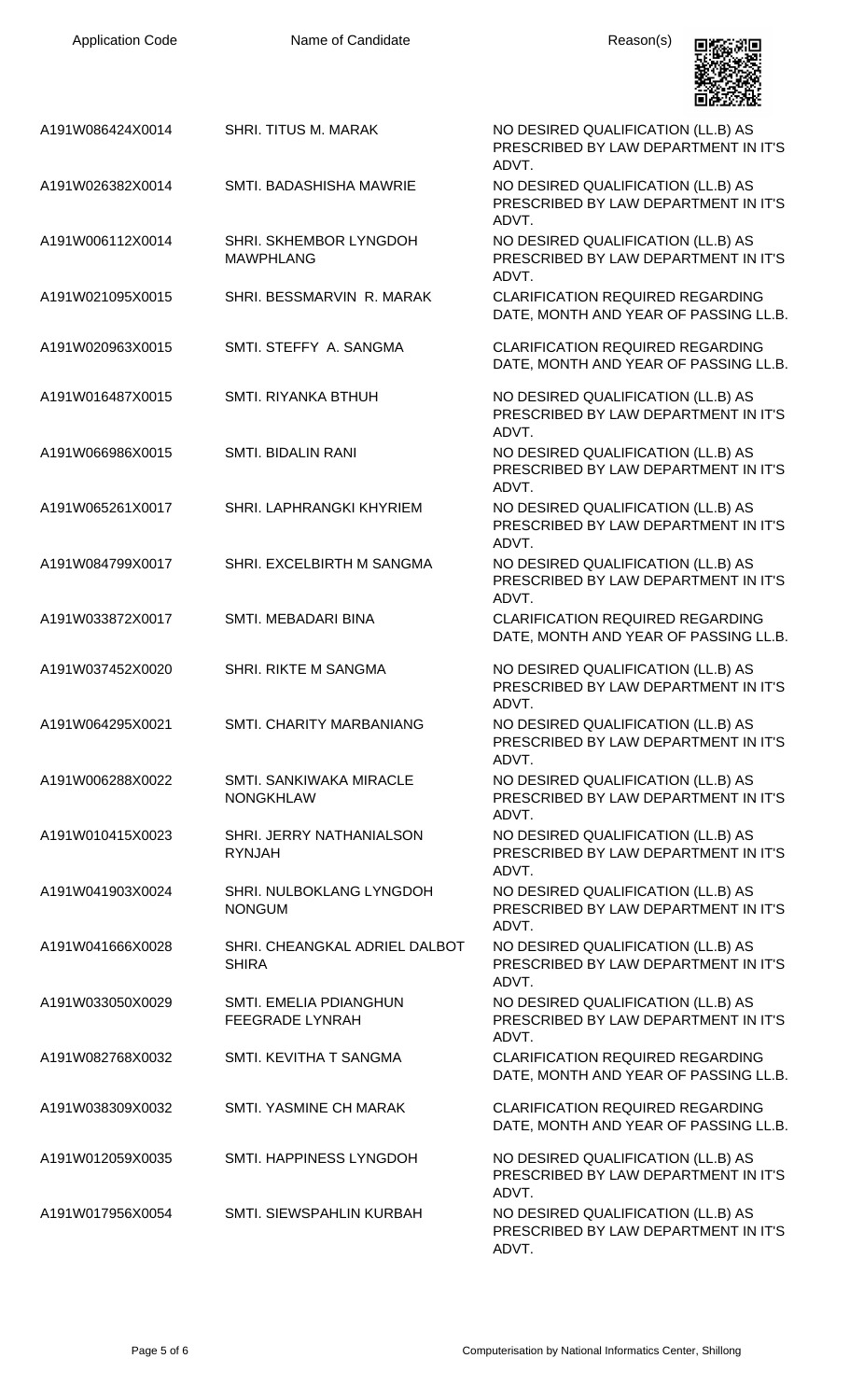| Application Code | Name of Candidate | Reason(s) |
| --- | --- | --- |
| A191W086424X0014 | SHRI. TITUS M. MARAK | NO DESIRED QUALIFICATION (LL.B) AS PRESCRIBED BY LAW DEPARTMENT IN IT'S ADVT. |
| A191W026382X0014 | SMTI. BADASHISHA MAWRIE | NO DESIRED QUALIFICATION (LL.B) AS PRESCRIBED BY LAW DEPARTMENT IN IT'S ADVT. |
| A191W006112X0014 | SHRI. SKHEMBOR LYNGDOH MAWPHLANG | NO DESIRED QUALIFICATION (LL.B) AS PRESCRIBED BY LAW DEPARTMENT IN IT'S ADVT. |
| A191W021095X0015 | SHRI. BESSMARVIN R. MARAK | CLARIFICATION REQUIRED REGARDING DATE, MONTH AND YEAR OF PASSING LL.B. |
| A191W020963X0015 | SMTI. STEFFY A. SANGMA | CLARIFICATION REQUIRED REGARDING DATE, MONTH AND YEAR OF PASSING LL.B. |
| A191W016487X0015 | SMTI. RIYANKA BTHUH | NO DESIRED QUALIFICATION (LL.B) AS PRESCRIBED BY LAW DEPARTMENT IN IT'S ADVT. |
| A191W066986X0015 | SMTI. BIDALIN RANI | NO DESIRED QUALIFICATION (LL.B) AS PRESCRIBED BY LAW DEPARTMENT IN IT'S ADVT. |
| A191W065261X0017 | SHRI. LAPHRANGKI KHYRIEM | NO DESIRED QUALIFICATION (LL.B) AS PRESCRIBED BY LAW DEPARTMENT IN IT'S ADVT. |
| A191W084799X0017 | SHRI. EXCELBIRTH M SANGMA | NO DESIRED QUALIFICATION (LL.B) AS PRESCRIBED BY LAW DEPARTMENT IN IT'S ADVT. |
| A191W033872X0017 | SMTI. MEBADARI BINA | CLARIFICATION REQUIRED REGARDING DATE, MONTH AND YEAR OF PASSING LL.B. |
| A191W037452X0020 | SHRI. RIKTE M SANGMA | NO DESIRED QUALIFICATION (LL.B) AS PRESCRIBED BY LAW DEPARTMENT IN IT'S ADVT. |
| A191W064295X0021 | SMTI. CHARITY MARBANIANG | NO DESIRED QUALIFICATION (LL.B) AS PRESCRIBED BY LAW DEPARTMENT IN IT'S ADVT. |
| A191W006288X0022 | SMTI. SANKIWAKA MIRACLE NONGKHLAW | NO DESIRED QUALIFICATION (LL.B) AS PRESCRIBED BY LAW DEPARTMENT IN IT'S ADVT. |
| A191W010415X0023 | SHRI. JERRY NATHANIALSON RYNJAH | NO DESIRED QUALIFICATION (LL.B) AS PRESCRIBED BY LAW DEPARTMENT IN IT'S ADVT. |
| A191W041903X0024 | SHRI. NULBOKLANG LYNGDOH NONGUM | NO DESIRED QUALIFICATION (LL.B) AS PRESCRIBED BY LAW DEPARTMENT IN IT'S ADVT. |
| A191W041666X0028 | SHRI. CHEANGKAL ADRIEL DALBOT SHIRA | NO DESIRED QUALIFICATION (LL.B) AS PRESCRIBED BY LAW DEPARTMENT IN IT'S ADVT. |
| A191W033050X0029 | SMTI. EMELIA PDIANGHUN FEEGRADE LYNRAH | NO DESIRED QUALIFICATION (LL.B) AS PRESCRIBED BY LAW DEPARTMENT IN IT'S ADVT. |
| A191W082768X0032 | SMTI. KEVITHA T SANGMA | CLARIFICATION REQUIRED REGARDING DATE, MONTH AND YEAR OF PASSING LL.B. |
| A191W038309X0032 | SMTI. YASMINE CH MARAK | CLARIFICATION REQUIRED REGARDING DATE, MONTH AND YEAR OF PASSING LL.B. |
| A191W012059X0035 | SMTI. HAPPINESS LYNGDOH | NO DESIRED QUALIFICATION (LL.B) AS PRESCRIBED BY LAW DEPARTMENT IN IT'S ADVT. |
| A191W017956X0054 | SMTI. SIEWSPAHLIN KURBAH | NO DESIRED QUALIFICATION (LL.B) AS PRESCRIBED BY LAW DEPARTMENT IN IT'S ADVT. |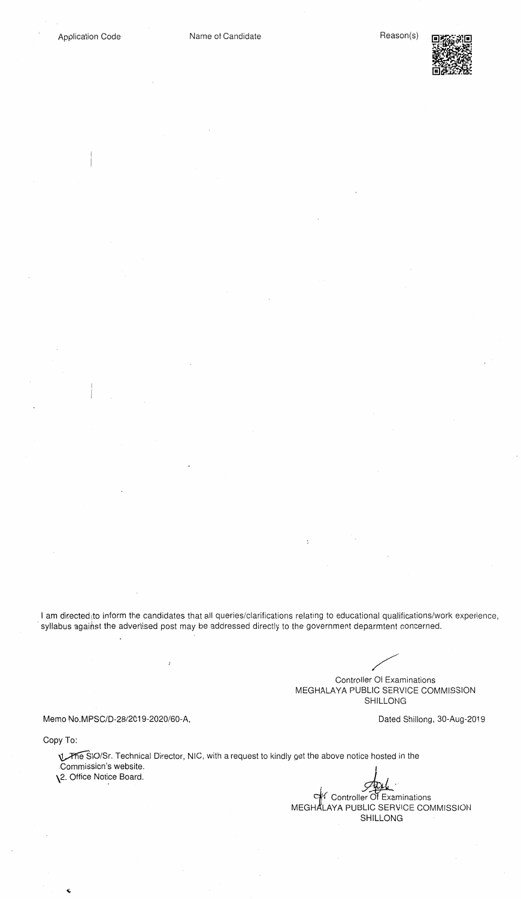| Application Code | Name of Candidate | Reason(s) |
| --- | --- | --- |

I am directed to inform the candidates that all queries/clarifications relating to educational qualifications/work experience, syllabus against the advertised post may be addressed directly to the government deparmtent concerned.

Controller Of Examinations
MEGHALAYA PUBLIC SERVICE COMMISSION
SHILLONG

Memo No.MPSC/D-28/2019-2020/60-A,

Dated Shillong, 30-Aug-2019

Copy To:

1. The SIO/Sr. Technical Director, NIC, with a request to kindly get the above notice hosted in the Commission's website.
2. Office Notice Board.

Controller Of Examinations
MEGHALAYA PUBLIC SERVICE COMMISSION
SHILLONG